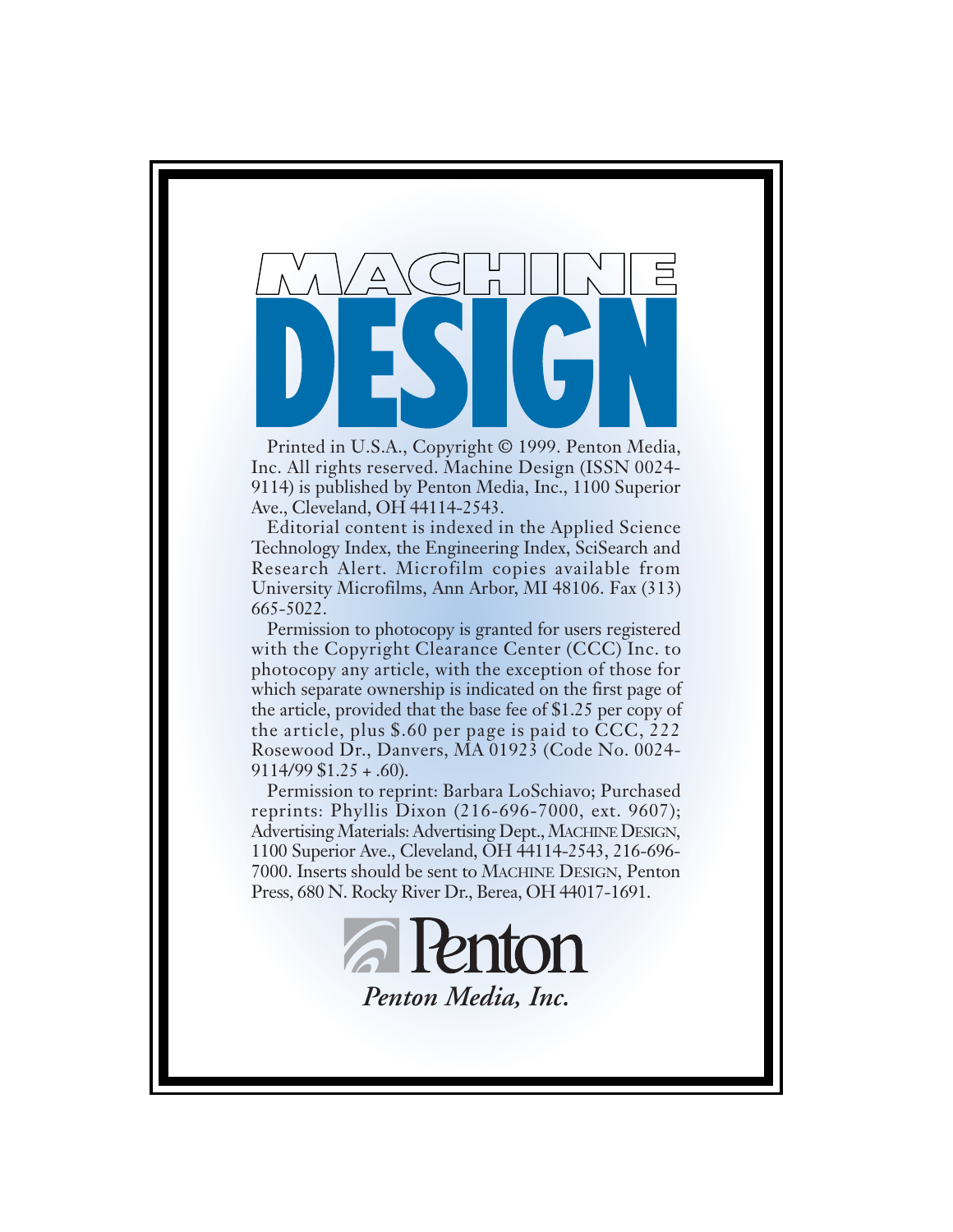# MACHINE DESIGN

Printed in U.S.A., Copyright © 1999. Penton Media, Inc. All rights reserved. Machine Design (ISSN 0024-9114) is published by Penton Media, Inc., 1100 Superior Ave., Cleveland, OH 44114-2543.

Editorial content is indexed in the Applied Science Technology Index, the Engineering Index, SciSearch and Research Alert. Microfilm copies available from University Microfilms, Ann Arbor, MI 48106. Fax (313) 665-5022.

Permission to photocopy is granted for users registered with the Copyright Clearance Center (CCC) Inc. to photocopy any article, with the exception of those for which separate ownership is indicated on the first page of the article, provided that the base fee of $1.25 per copy of the article, plus $.60 per page is paid to CCC, 222 Rosewood Dr., Danvers, MA 01923 (Code No. 0024-9114/99 $1.25 + .60).

Permission to reprint: Barbara LoSchiavo; Purchased reprints: Phyllis Dixon (216-696-7000, ext. 9607); Advertising Materials: Advertising Dept., MACHINE DESIGN, 1100 Superior Ave., Cleveland, OH 44114-2543, 216-696-7000. Inserts should be sent to MACHINE DESIGN, Penton Press, 680 N. Rocky River Dr., Berea, OH 44017-1691.

Penton

*Penton Media, Inc.*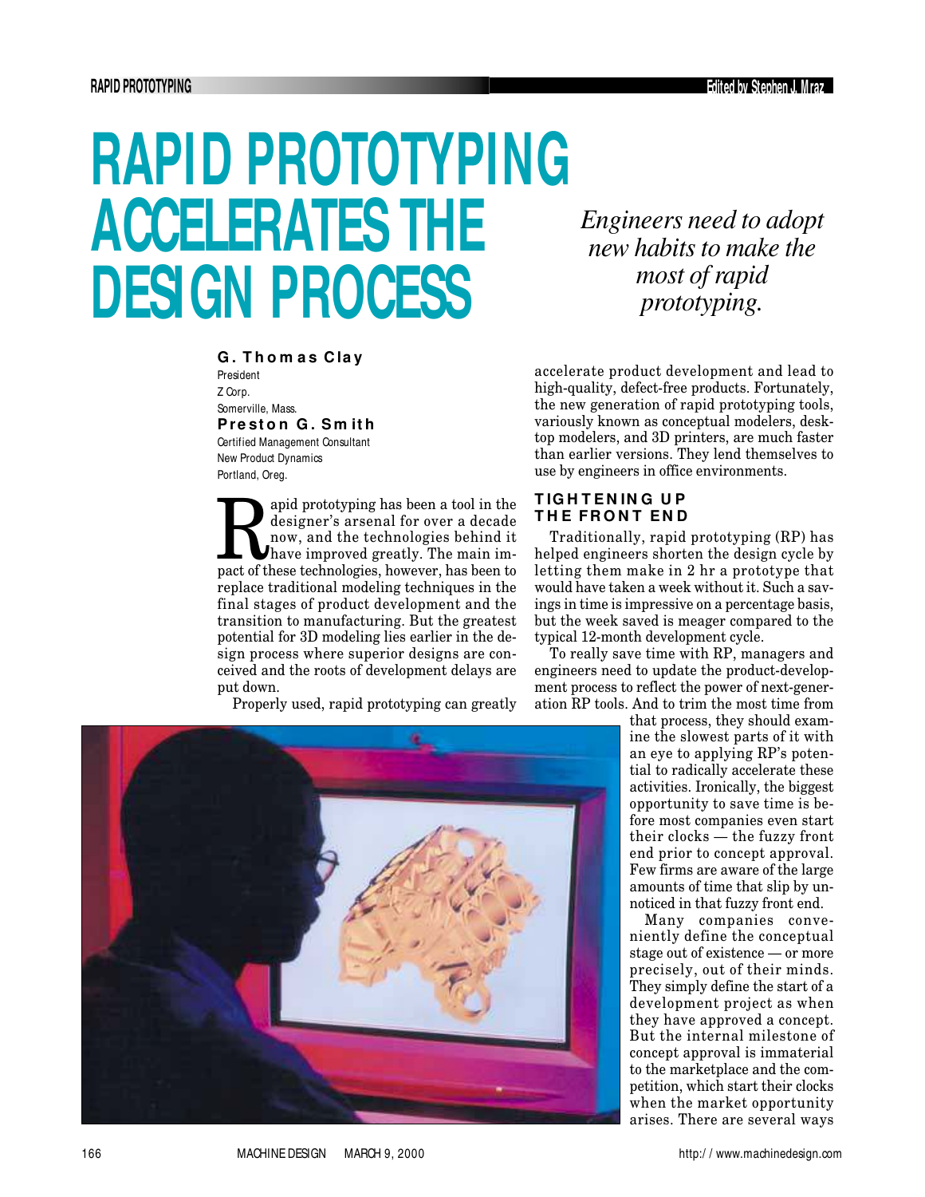# RAPID PROTOTYPING ACCELERATES THE DESIGN PROCESS

*Engineers need to adopt new habits to make the most of rapid prototyping.*

**G. Thomas Clay**
President
Z Corp.
Somerville, Mass.

**Preston G. Smith**
Certified Management Consultant
New Product Dynamics
Portland, Oreg.

Rapid prototyping has been a tool in the designer's arsenal for over a decade now, and the technologies behind it have improved greatly. The main impact of these technologies, however, has been to replace traditional modeling techniques in the final stages of product development and the transition to manufacturing. But the greatest potential for 3D modeling lies earlier in the design process where superior designs are conceived and the roots of development delays are put down.

Properly used, rapid prototyping can greatly accelerate product development and lead to high-quality, defect-free products. Fortunately, the new generation of rapid prototyping tools, variously known as conceptual modelers, desktop modelers, and 3D printers, are much faster than earlier versions. They lend themselves to use by engineers in office environments.

## TIGHTENING UP THE FRONT END

Traditionally, rapid prototyping (RP) has helped engineers shorten the design cycle by letting them make in 2 hr a prototype that would have taken a week without it. Such a savings in time is impressive on a percentage basis, but the week saved is meager compared to the typical 12-month development cycle.

To really save time with RP, managers and engineers need to update the product-development process to reflect the power of next-generation RP tools. And to trim the most time from that process, they should examine the slowest parts of it with an eye to applying RP's potential to radically accelerate these activities. Ironically, the biggest opportunity to save time is before most companies even start their clocks — the fuzzy front end prior to concept approval. Few firms are aware of the large amounts of time that slip by unnoticed in that fuzzy front end.

Many companies conveniently define the conceptual stage out of existence — or more precisely, out of their minds. They simply define the start of a development project as when they have approved a concept. But the internal milestone of concept approval is immaterial to the marketplace and the competition, which start their clocks when the market opportunity arises. There are several ways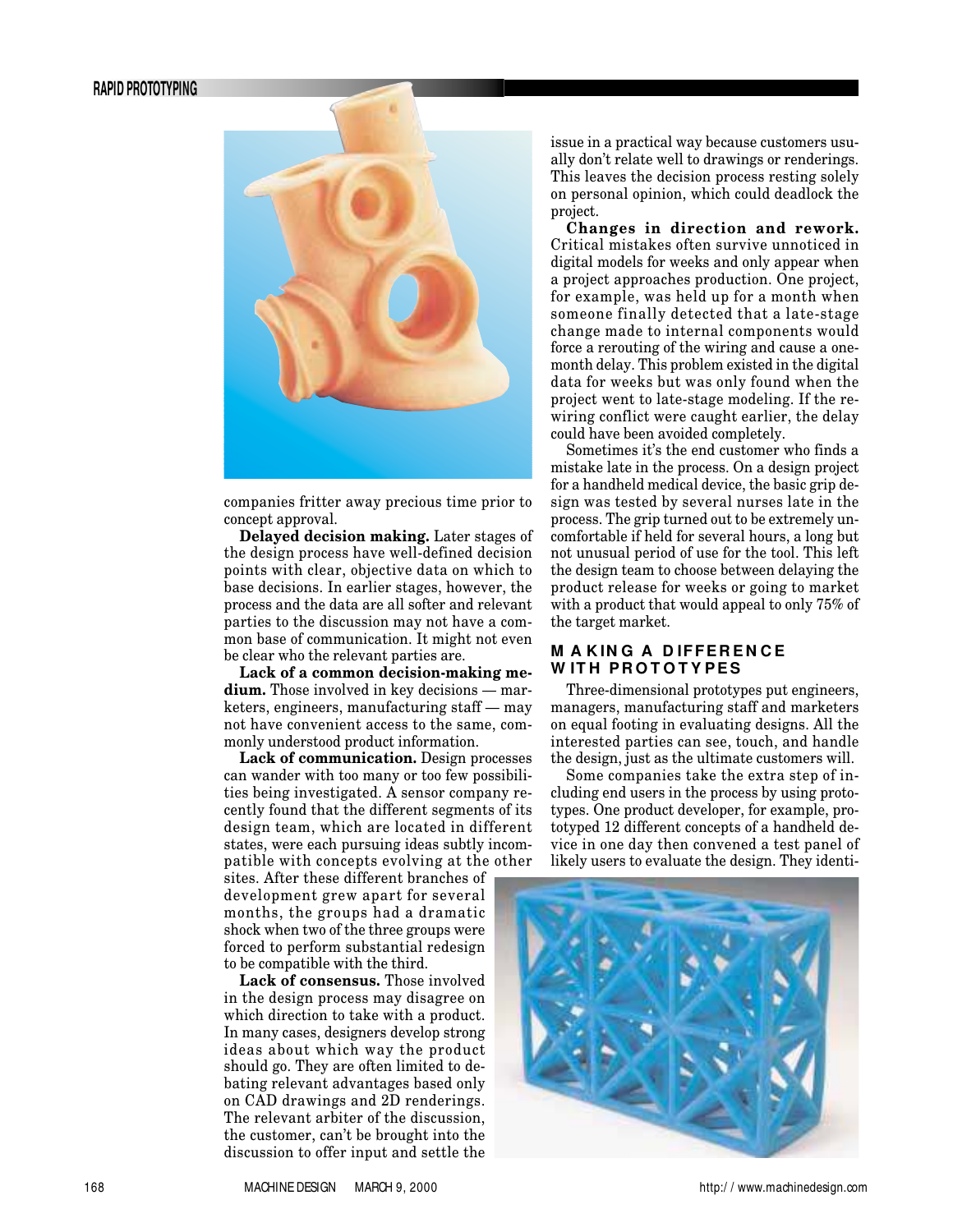companies fritter away precious time prior to concept approval.

**Delayed decision making.** Later stages of the design process have well-defined decision points with clear, objective data on which to base decisions. In earlier stages, however, the process and the data are all softer and relevant parties to the discussion may not have a common base of communication. It might not even be clear who the relevant parties are.

**Lack of a common decision-making medium.** Those involved in key decisions — marketers, engineers, manufacturing staff — may not have convenient access to the same, commonly understood product information.

**Lack of communication.** Design processes can wander with too many or too few possibilities being investigated. A sensor company recently found that the different segments of its design team, which are located in different states, were each pursuing ideas subtly incompatible with concepts evolving at the other sites. After these different branches of development grew apart for several months, the groups had a dramatic shock when two of the three groups were forced to perform substantial redesign to be compatible with the third.

**Lack of consensus.** Those involved in the design process may disagree on which direction to take with a product. In many cases, designers develop strong ideas about which way the product should go. They are often limited to debating relevant advantages based only on CAD drawings and 2D renderings. The relevant arbiter of the discussion, the customer, can't be brought into the discussion to offer input and settle the issue in a practical way because customers usually don't relate well to drawings or renderings. This leaves the decision process resting solely on personal opinion, which could deadlock the project.

**Changes in direction and rework.** Critical mistakes often survive unnoticed in digital models for weeks and only appear when a project approaches production. One project, for example, was held up for a month when someone finally detected that a late-stage change made to internal components would force a rerouting of the wiring and cause a one-month delay. This problem existed in the digital data for weeks but was only found when the project went to late-stage modeling. If the rewiring conflict were caught earlier, the delay could have been avoided completely.

Sometimes it's the end customer who finds a mistake late in the process. On a design project for a handheld medical device, the basic grip design was tested by several nurses late in the process. The grip turned out to be extremely uncomfortable if held for several hours, a long but not unusual period of use for the tool. This left the design team to choose between delaying the product release for weeks or going to market with a product that would appeal to only 75% of the target market.

## MAKING A DIFFERENCE WITH PROTOTYPES

Three-dimensional prototypes put engineers, managers, manufacturing staff and marketers on equal footing in evaluating designs. All the interested parties can see, touch, and handle the design, just as the ultimate customers will.

Some companies take the extra step of including end users in the process by using prototypes. One product developer, for example, prototyped 12 different concepts of a handheld device in one day then convened a test panel of likely users to evaluate the design. They identi-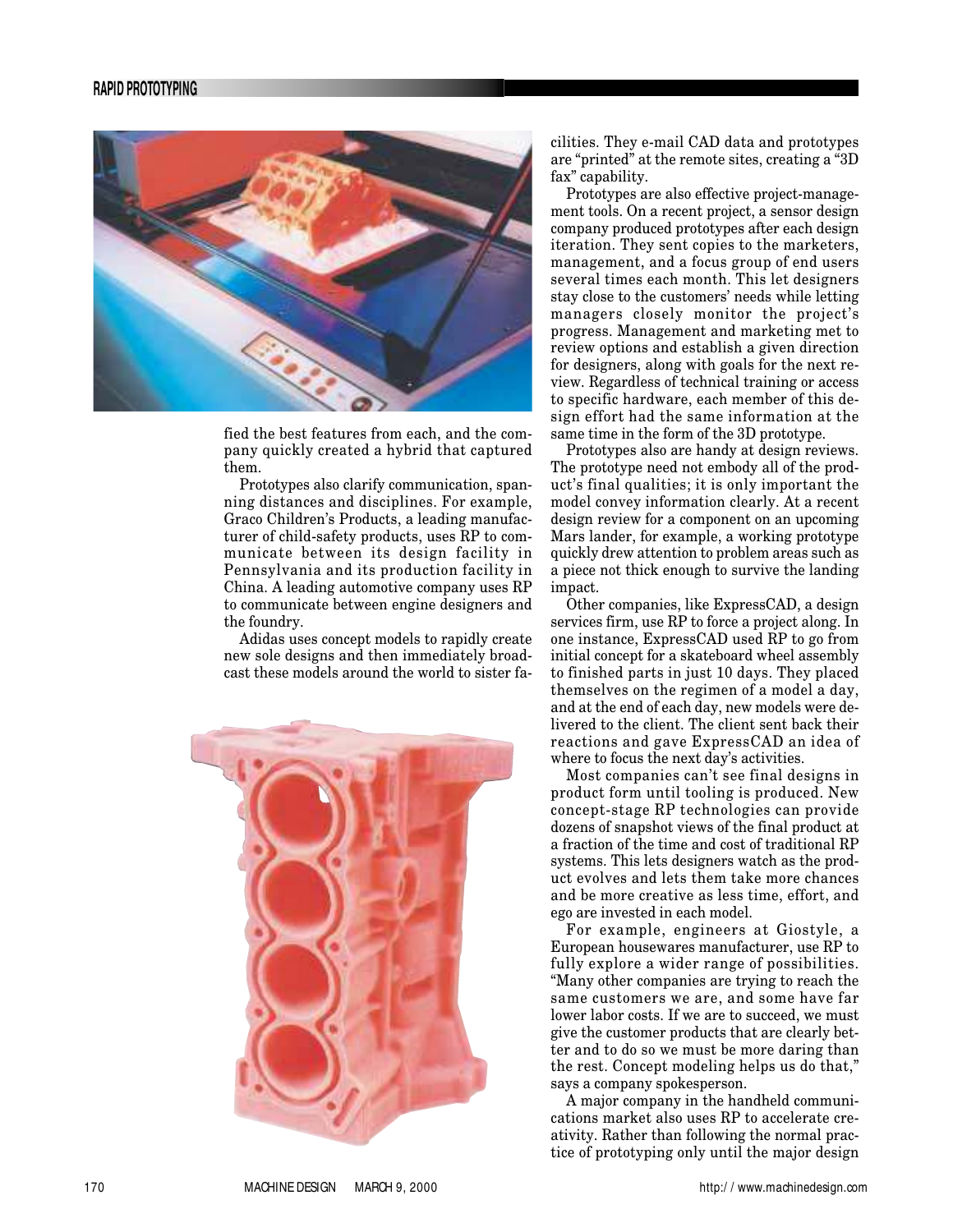fied the best features from each, and the company quickly created a hybrid that captured them.

Prototypes also clarify communication, spanning distances and disciplines. For example, Graco Children's Products, a leading manufacturer of child-safety products, uses RP to communicate between its design facility in Pennsylvania and its production facility in China. A leading automotive company uses RP to communicate between engine designers and the foundry.

Adidas uses concept models to rapidly create new sole designs and then immediately broadcast these models around the world to sister facilities. They e-mail CAD data and prototypes are "printed" at the remote sites, creating a "3D fax" capability.

Prototypes are also effective project-management tools. On a recent project, a sensor design company produced prototypes after each design iteration. They sent copies to the marketers, management, and a focus group of end users several times each month. This let designers stay close to the customers' needs while letting managers closely monitor the project's progress. Management and marketing met to review options and establish a given direction for designers, along with goals for the next review. Regardless of technical training or access to specific hardware, each member of this design effort had the same information at the same time in the form of the 3D prototype.

Prototypes also are handy at design reviews. The prototype need not embody all of the product's final qualities; it is only important the model convey information clearly. At a recent design review for a component on an upcoming Mars lander, for example, a working prototype quickly drew attention to problem areas such as a piece not thick enough to survive the landing impact.

Other companies, like ExpressCAD, a design services firm, use RP to force a project along. In one instance, ExpressCAD used RP to go from initial concept for a skateboard wheel assembly to finished parts in just 10 days. They placed themselves on the regimen of a model a day, and at the end of each day, new models were delivered to the client. The client sent back their reactions and gave ExpressCAD an idea of where to focus the next day's activities.

Most companies can't see final designs in product form until tooling is produced. New concept-stage RP technologies can provide dozens of snapshot views of the final product at a fraction of the time and cost of traditional RP systems. This lets designers watch as the product evolves and lets them take more chances and be more creative as less time, effort, and ego are invested in each model.

For example, engineers at Giostyle, a European housewares manufacturer, use RP to fully explore a wider range of possibilities. "Many other companies are trying to reach the same customers we are, and some have far lower labor costs. If we are to succeed, we must give the customer products that are clearly better and to do so we must be more daring than the rest. Concept modeling helps us do that," says a company spokesperson.

A major company in the handheld communications market also uses RP to accelerate creativity. Rather than following the normal practice of prototyping only until the major design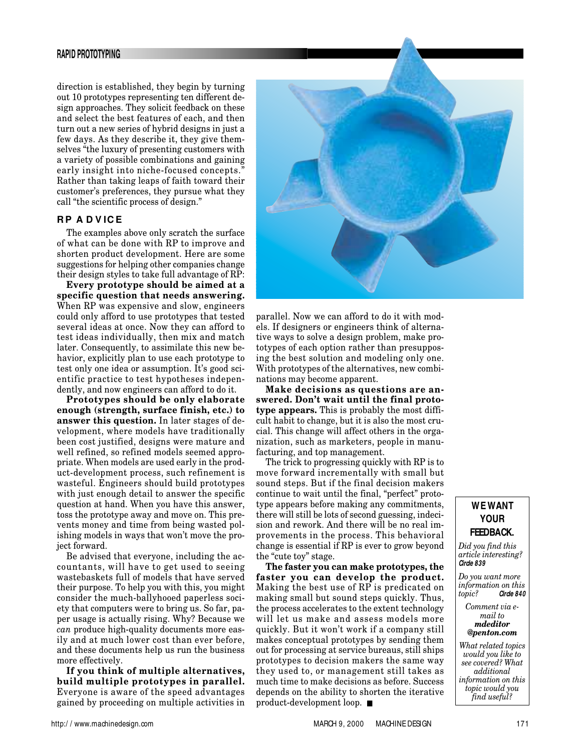direction is established, they begin by turning out 10 prototypes representing ten different design approaches. They solicit feedback on these and select the best features of each, and then turn out a new series of hybrid designs in just a few days. As they describe it, they give themselves "the luxury of presenting customers with a variety of possible combinations and gaining early insight into niche-focused concepts." Rather than taking leaps of faith toward their customer's preferences, they pursue what they call "the scientific process of design."

## RP ADVICE

The examples above only scratch the surface of what can be done with RP to improve and shorten product development. Here are some suggestions for helping other companies change their design styles to take full advantage of RP:

**Every prototype should be aimed at a specific question that needs answering.** When RP was expensive and slow, engineers could only afford to use prototypes that tested several ideas at once. Now they can afford to test ideas individually, then mix and match later. Consequently, to assimilate this new behavior, explicitly plan to use each prototype to test only one idea or assumption. It's good scientific practice to test hypotheses independently, and now engineers can afford to do it.

**Prototypes should be only elaborate enough (strength, surface finish, etc.) to answer this question.** In later stages of development, where models have traditionally been cost justified, designs were mature and well refined, so refined models seemed appropriate. When models are used early in the product-development process, such refinement is wasteful. Engineers should build prototypes with just enough detail to answer the specific question at hand. When you have this answer, toss the prototype away and move on. This prevents money and time from being wasted polishing models in ways that won't move the project forward.

Be advised that everyone, including the accountants, will have to get used to seeing wastebaskets full of models that have served their purpose. To help you with this, you might consider the much-ballyhooed paperless society that computers were to bring us. So far, paper usage is actually rising. Why? Because we *can* produce high-quality documents more easily and at much lower cost than ever before, and these documents help us run the business more effectively.

**If you think of multiple alternatives, build multiple prototypes in parallel.** Everyone is aware of the speed advantages gained by proceeding on multiple activities in parallel. Now we can afford to do it with models. If designers or engineers think of alternative ways to solve a design problem, make prototypes of each option rather than presupposing the best solution and modeling only one. With prototypes of the alternatives, new combinations may become apparent.

**Make decisions as questions are answered. Don't wait until the final prototype appears.** This is probably the most difficult habit to change, but it is also the most crucial. This change will affect others in the organization, such as marketers, people in manufacturing, and top management.

The trick to progressing quickly with RP is to move forward incrementally with small but sound steps. But if the final decision makers continue to wait until the final, "perfect" prototype appears before making any commitments, there will still be lots of second guessing, indecision and rework. And there will be no real improvements in the process. This behavioral change is essential if RP is ever to grow beyond the "cute toy" stage.

**The faster you can make prototypes, the faster you can develop the product.** Making the best use of RP is predicated on making small but sound steps quickly. Thus, the process accelerates to the extent technology will let us make and assess models more quickly. But it won't work if a company still makes conceptual prototypes by sending them out for processing at service bureaus, still ships prototypes to decision makers the same way they used to, or management still takes as much time to make decisions as before. Success depends on the ability to shorten the iterative product-development loop. ■

**WE WANT YOUR FEEDBACK.**

*Did you find this article interesting?* **Circle 839**

*Do you want more information on this topic?* **Circle 840**

*Comment via e-mail to* ***mdeditor@penton.com***

*What related topics would you like to see covered? What additional information on this topic would you find useful?*